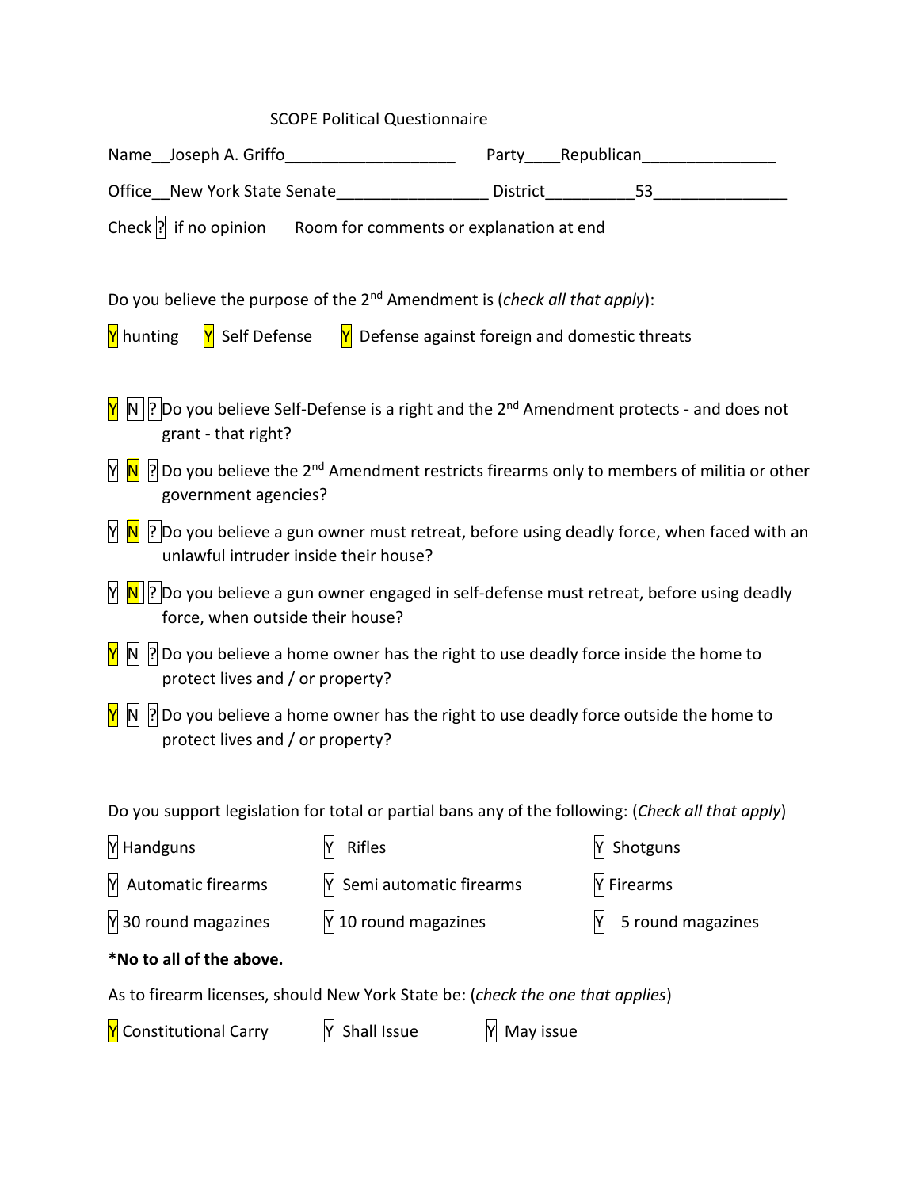SCOPE Political Questionnaire

Name__Joseph A. Griffo___________________ Party____Republican_______________

Office__New York State Senate_________________ District__________53_______________

Check ? if no opinion    Room for comments or explanation at end

Do you believe the purpose of the 2nd Amendment is (*check all that apply*):

**Y** hunting    **Y** Self Defense    **Y** Defense against foreign and domestic threats

**Y** N ? Do you believe Self-Defense is a right and the 2nd Amendment protects - and does not grant - that right?

Y **N** ? Do you believe the 2nd Amendment restricts firearms only to members of militia or other government agencies?

Y **N** ? Do you believe a gun owner must retreat, before using deadly force, when faced with an unlawful intruder inside their house?

Y **N** ? Do you believe a gun owner engaged in self-defense must retreat, before using deadly force, when outside their house?

**Y** N ? Do you believe a home owner has the right to use deadly force inside the home to protect lives and / or property?

**Y** N ? Do you believe a home owner has the right to use deadly force outside the home to protect lives and / or property?

Do you support legislation for total or partial bans any of the following: (*Check all that apply*)

Y Handguns    Y Rifles    Y Shotguns

Y Automatic firearms    Y Semi automatic firearms    Y Firearms

Y 30 round magazines    Y 10 round magazines    Y 5 round magazines

**\*No to all of the above.**

As to firearm licenses, should New York State be: (*check the one that applies*)

**Y** Constitutional Carry    Y Shall Issue    Y May issue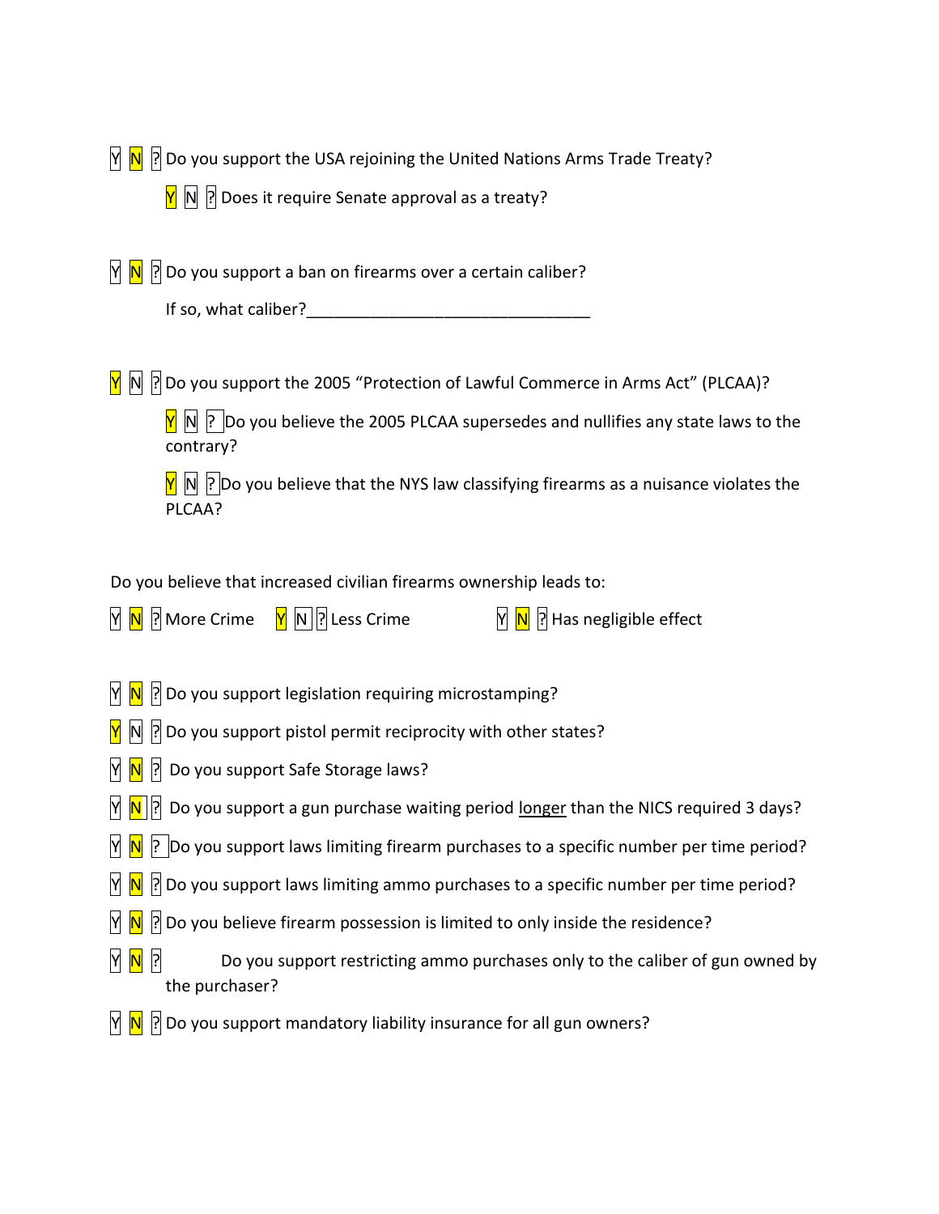Y **N** ? Do you support the USA rejoining the United Nations Arms Trade Treaty?

> **Y** N ? Does it require Senate approval as a treaty?

Y **N** ? Do you support a ban on firearms over a certain caliber?

> If so, what caliber?_______________________________

**Y** N ? Do you support the 2005 "Protection of Lawful Commerce in Arms Act" (PLCAA)?

> **Y** N ? Do you believe the 2005 PLCAA supersedes and nullifies any state laws to the contrary?

> **Y** N ? Do you believe that the NYS law classifying firearms as a nuisance violates the PLCAA?

Do you believe that increased civilian firearms ownership leads to:

Y **N** ? More Crime     **Y** N ? Less Crime     Y **N** ? Has negligible effect

Y **N** ? Do you support legislation requiring microstamping?

**Y** N ? Do you support pistol permit reciprocity with other states?

Y **N** ? Do you support Safe Storage laws?

Y **N** ? Do you support a gun purchase waiting period <u>longer</u> than the NICS required 3 days?

Y **N** ? Do you support laws limiting firearm purchases to a specific number per time period?

Y **N** ? Do you support laws limiting ammo purchases to a specific number per time period?

Y **N** ? Do you believe firearm possession is limited to only inside the residence?

Y **N** ? Do you support restricting ammo purchases only to the caliber of gun owned by the purchaser?

Y **N** ? Do you support mandatory liability insurance for all gun owners?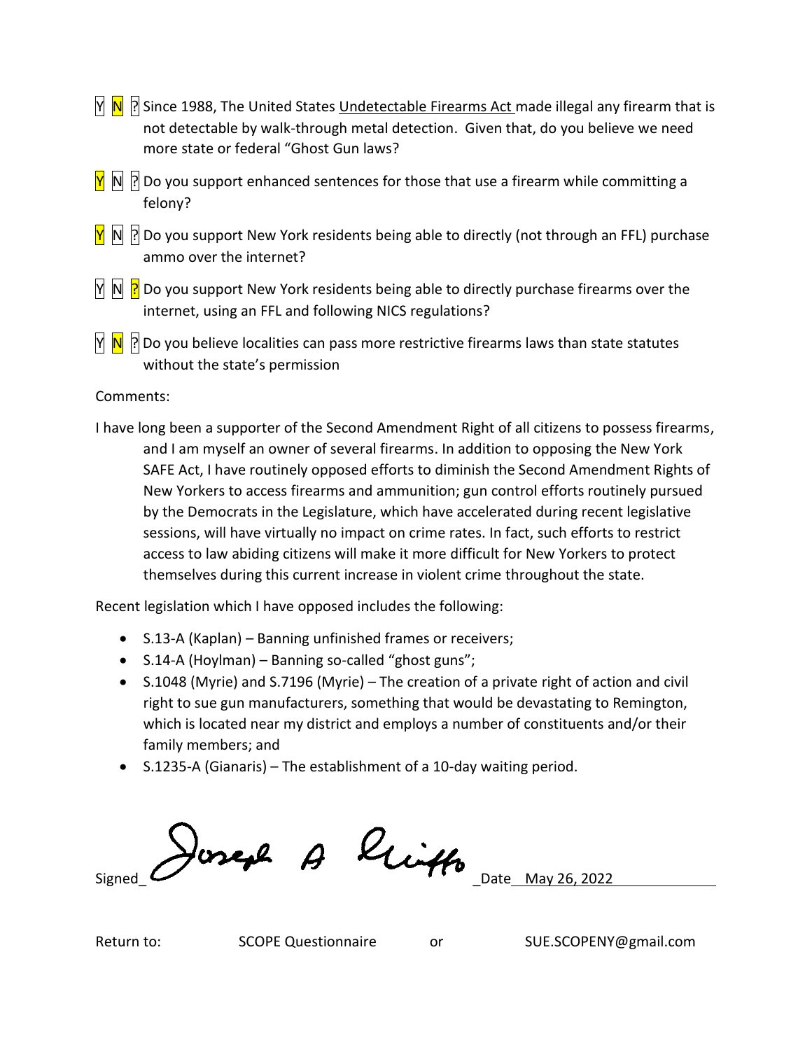Y **N** ? Since 1988, The United States Undetectable Firearms Act made illegal any firearm that is not detectable by walk-through metal detection. Given that, do you believe we need more state or federal "Ghost Gun laws?

**Y** N ? Do you support enhanced sentences for those that use a firearm while committing a felony?

**Y** N ? Do you support New York residents being able to directly (not through an FFL) purchase ammo over the internet?

Y N **?** Do you support New York residents being able to directly purchase firearms over the internet, using an FFL and following NICS regulations?

Y **N** ? Do you believe localities can pass more restrictive firearms laws than state statutes without the state's permission

Comments:

I have long been a supporter of the Second Amendment Right of all citizens to possess firearms, and I am myself an owner of several firearms. In addition to opposing the New York SAFE Act, I have routinely opposed efforts to diminish the Second Amendment Rights of New Yorkers to access firearms and ammunition; gun control efforts routinely pursued by the Democrats in the Legislature, which have accelerated during recent legislative sessions, will have virtually no impact on crime rates. In fact, such efforts to restrict access to law abiding citizens will make it more difficult for New Yorkers to protect themselves during this current increase in violent crime throughout the state.

Recent legislation which I have opposed includes the following:

- S.13-A (Kaplan) – Banning unfinished frames or receivers;
- S.14-A (Hoylman) – Banning so-called "ghost guns";
- S.1048 (Myrie) and S.7196 (Myrie) – The creation of a private right of action and civil right to sue gun manufacturers, something that would be devastating to Remington, which is located near my district and employs a number of constituents and/or their family members; and
- S.1235-A (Gianaris) – The establishment of a 10-day waiting period.

Signed_ Joseph A Griffo _Date May 26, 2022

Return to: SCOPE Questionnaire or SUE.SCOPENY@gmail.com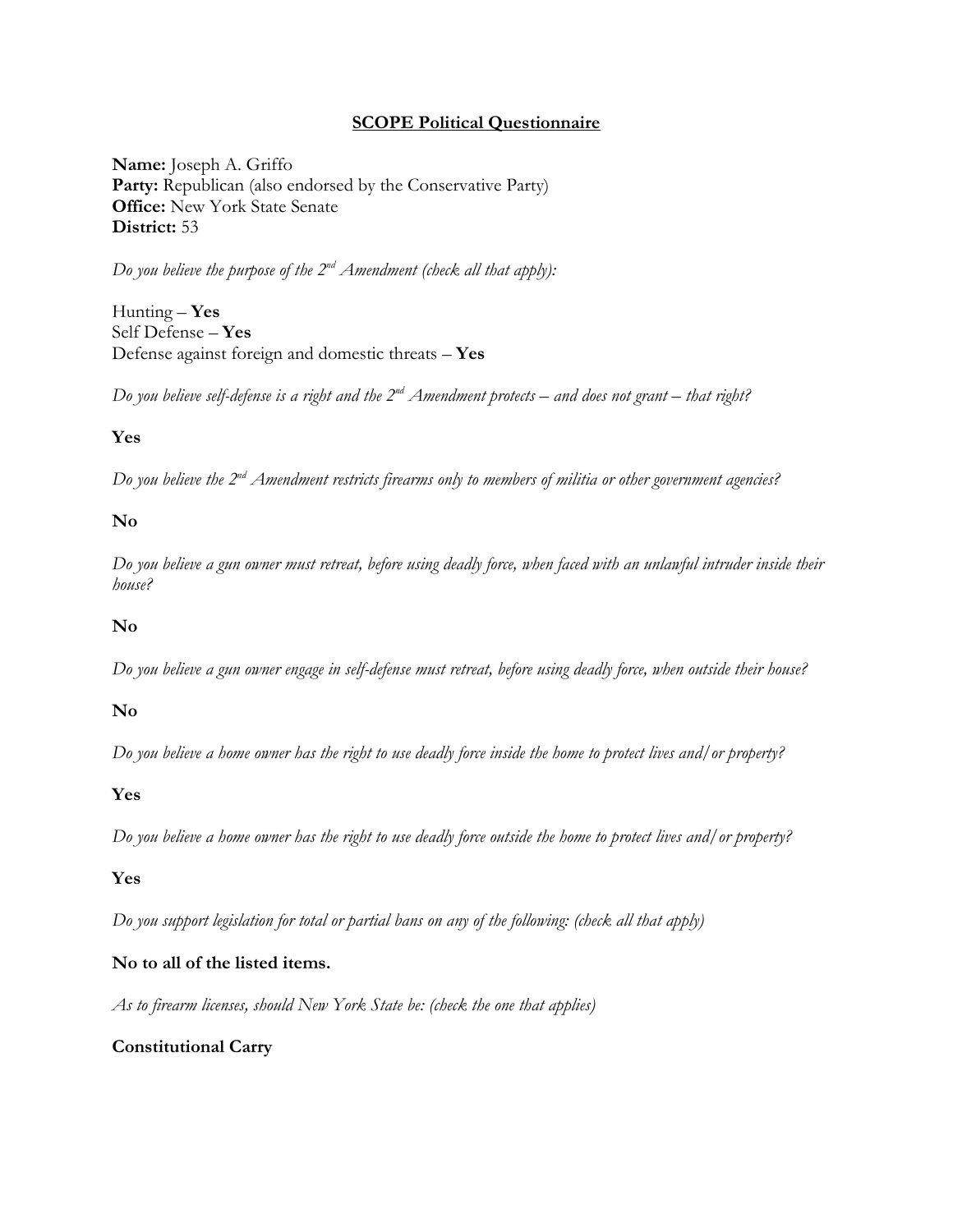**SCOPE Political Questionnaire**

**Name:** Joseph A. Griffo
**Party:** Republican (also endorsed by the Conservative Party)
**Office:** New York State Senate
**District:** 53

*Do you believe the purpose of the 2nd Amendment (check all that apply):*

Hunting – **Yes**
Self Defense – **Yes**
Defense against foreign and domestic threats – **Yes**

*Do you believe self-defense is a right and the 2nd Amendment protects – and does not grant – that right?*

**Yes**

*Do you believe the 2nd Amendment restricts firearms only to members of militia or other government agencies?*

**No**

*Do you believe a gun owner must retreat, before using deadly force, when faced with an unlawful intruder inside their house?*

**No**

*Do you believe a gun owner engage in self-defense must retreat, before using deadly force, when outside their house?*

**No**

*Do you believe a home owner has the right to use deadly force inside the home to protect lives and/or property?*

**Yes**

*Do you believe a home owner has the right to use deadly force outside the home to protect lives and/or property?*

**Yes**

*Do you support legislation for total or partial bans on any of the following: (check all that apply)*

**No to all of the listed items.**

*As to firearm licenses, should New York State be: (check the one that applies)*

**Constitutional Carry**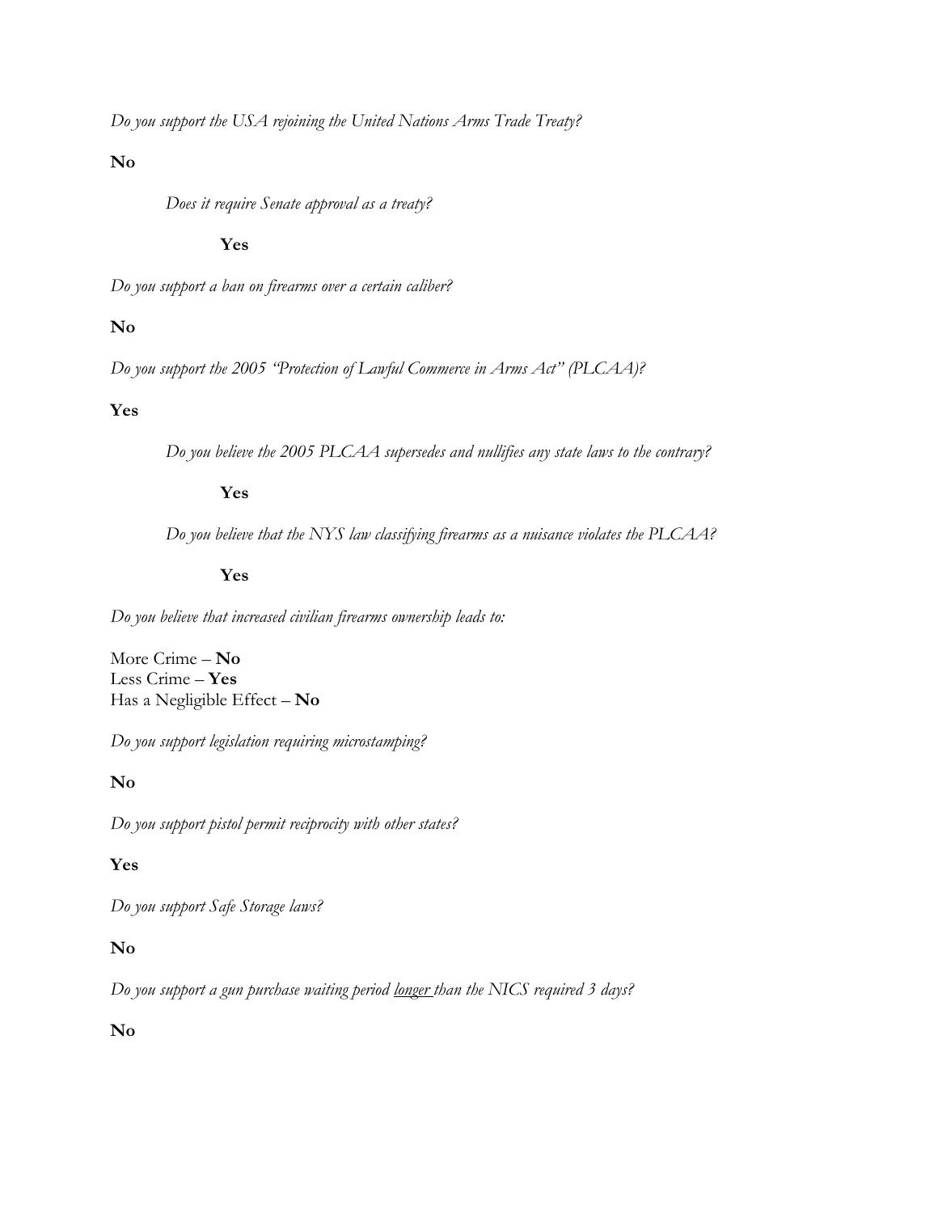*Do you support the USA rejoining the United Nations Arms Trade Treaty?*

**No**

> *Does it require Senate approval as a treaty?*
>
> **Yes**

*Do you support a ban on firearms over a certain caliber?*

**No**

*Do you support the 2005 "Protection of Lawful Commerce in Arms Act" (PLCAA)?*

**Yes**

> *Do you believe the 2005 PLCAA supersedes and nullifies any state laws to the contrary?*
>
> **Yes**
>
> *Do you believe that the NYS law classifying firearms as a nuisance violates the PLCAA?*
>
> **Yes**

*Do you believe that increased civilian firearms ownership leads to:*

More Crime – **No**
Less Crime – **Yes**
Has a Negligible Effect – **No**

*Do you support legislation requiring microstamping?*

**No**

*Do you support pistol permit reciprocity with other states?*

**Yes**

*Do you support Safe Storage laws?*

**No**

*Do you support a gun purchase waiting period <u>longer</u> than the NICS required 3 days?*

**No**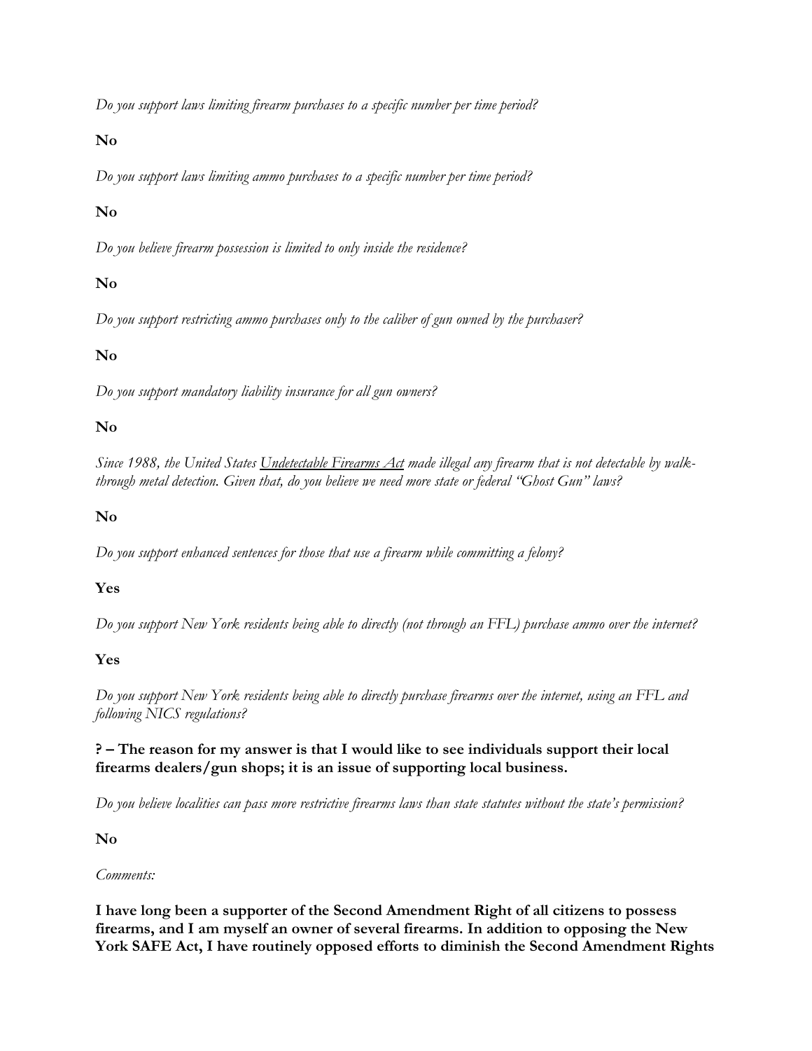*Do you support laws limiting firearm purchases to a specific number per time period?*

**No**

*Do you support laws limiting ammo purchases to a specific number per time period?*

**No**

*Do you believe firearm possession is limited to only inside the residence?*

**No**

*Do you support restricting ammo purchases only to the caliber of gun owned by the purchaser?*

**No**

*Do you support mandatory liability insurance for all gun owners?*

**No**

*Since 1988, the United States Undetectable Firearms Act made illegal any firearm that is not detectable by walk-through metal detection. Given that, do you believe we need more state or federal "Ghost Gun" laws?*

**No**

*Do you support enhanced sentences for those that use a firearm while committing a felony?*

**Yes**

*Do you support New York residents being able to directly (not through an FFL) purchase ammo over the internet?*

**Yes**

*Do you support New York residents being able to directly purchase firearms over the internet, using an FFL and following NICS regulations?*

**? – The reason for my answer is that I would like to see individuals support their local firearms dealers/gun shops; it is an issue of supporting local business.**

*Do you believe localities can pass more restrictive firearms laws than state statutes without the state's permission?*

**No**

*Comments:*

**I have long been a supporter of the Second Amendment Right of all citizens to possess firearms, and I am myself an owner of several firearms. In addition to opposing the New York SAFE Act, I have routinely opposed efforts to diminish the Second Amendment Rights**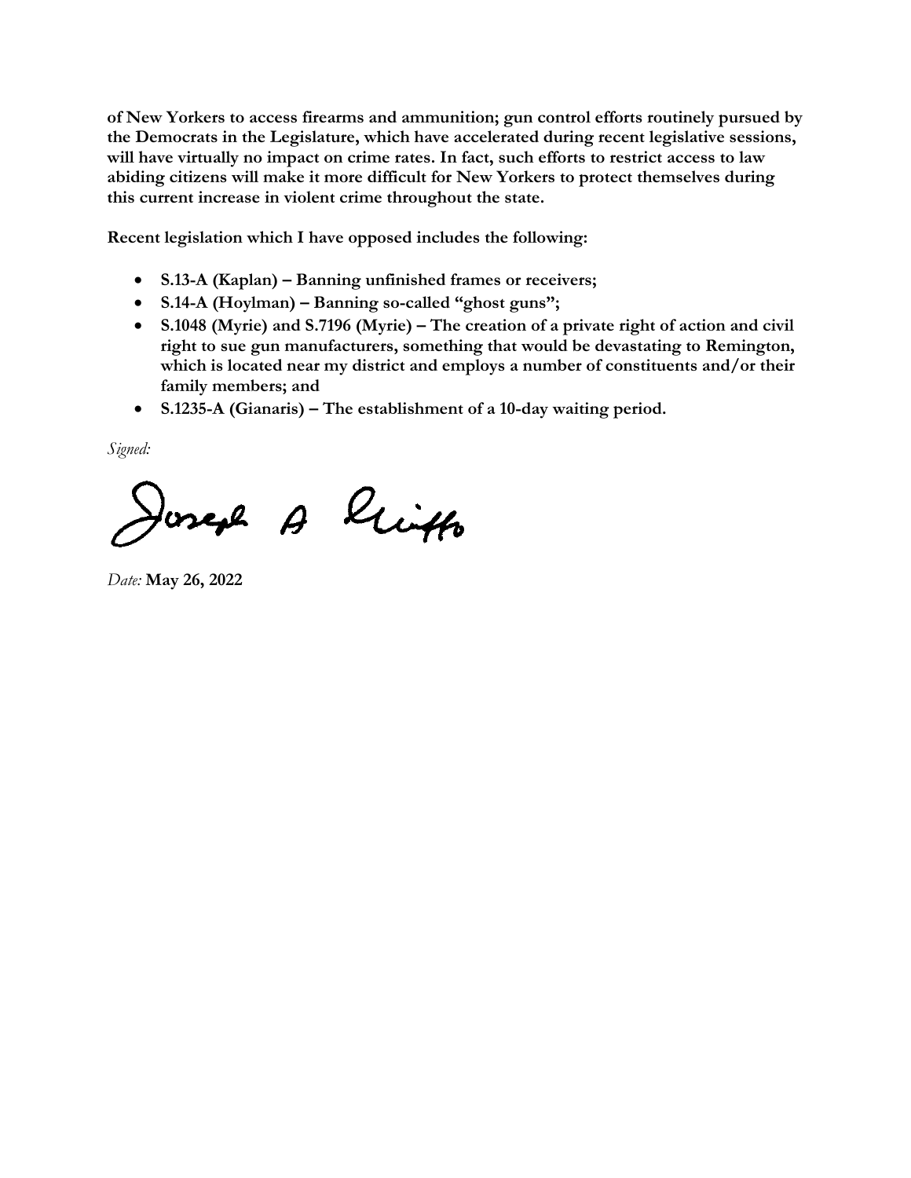**of New Yorkers to access firearms and ammunition; gun control efforts routinely pursued by the Democrats in the Legislature, which have accelerated during recent legislative sessions, will have virtually no impact on crime rates. In fact, such efforts to restrict access to law abiding citizens will make it more difficult for New Yorkers to protect themselves during this current increase in violent crime throughout the state.**

**Recent legislation which I have opposed includes the following:**

- **S.13-A (Kaplan) – Banning unfinished frames or receivers;**
- **S.14-A (Hoylman) – Banning so-called "ghost guns";**
- **S.1048 (Myrie) and S.7196 (Myrie) – The creation of a private right of action and civil right to sue gun manufacturers, something that would be devastating to Remington, which is located near my district and employs a number of constituents and/or their family members; and**
- **S.1235-A (Gianaris) – The establishment of a 10-day waiting period.**

*Signed:*

Joseph A Griffo

*Date:* **May 26, 2022**